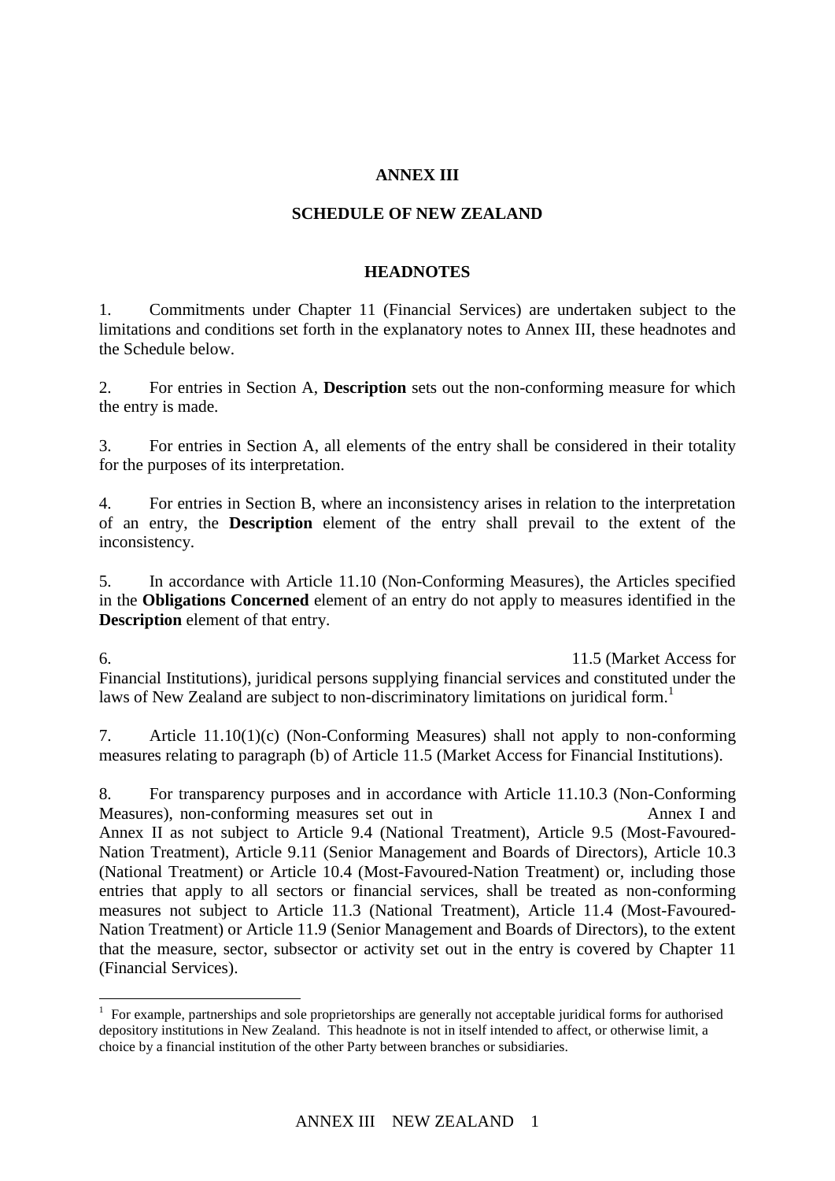**ANNEX III**

**SCHEDULE OF NEW ZEALAND**

**HEADNOTES**

1. Commitments under Chapter 11 (Financial Services) are undertaken subject to the limitations and conditions set forth in the explanatory notes to Annex III, these headnotes and the Schedule below.

2. For entries in Section A, **Description** sets out the non-conforming measure for which the entry is made.

3. For entries in Section A, all elements of the entry shall be considered in their totality for the purposes of its interpretation.

4. For entries in Section B, where an inconsistency arises in relation to the interpretation of an entry, the **Description** element of the entry shall prevail to the extent of the inconsistency.

5. In accordance with Article 11.10 (Non-Conforming Measures), the Articles specified in the **Obligations Concerned** element of an entry do not apply to measures identified in the **Description** element of that entry.

6. 11.5 (Market Access for Financial Institutions), juridical persons supplying financial services and constituted under the laws of New Zealand are subject to non-discriminatory limitations on juridical form.[1]

7. Article 11.10(1)(c) (Non-Conforming Measures) shall not apply to non-conforming measures relating to paragraph (b) of Article 11.5 (Market Access for Financial Institutions).

8. For transparency purposes and in accordance with Article 11.10.3 (Non-Conforming Measures), non-conforming measures set out in Annex I and Annex II as not subject to Article 9.4 (National Treatment), Article 9.5 (Most-Favoured-Nation Treatment), Article 9.11 (Senior Management and Boards of Directors), Article 10.3 (National Treatment) or Article 10.4 (Most-Favoured-Nation Treatment) or, including those entries that apply to all sectors or financial services, shall be treated as non-conforming measures not subject to Article 11.3 (National Treatment), Article 11.4 (Most-Favoured-Nation Treatment) or Article 11.9 (Senior Management and Boards of Directors), to the extent that the measure, sector, subsector or activity set out in the entry is covered by Chapter 11 (Financial Services).

---

[1] For example, partnerships and sole proprietorships are generally not acceptable juridical forms for authorised depository institutions in New Zealand. This headnote is not in itself intended to affect, or otherwise limit, a choice by a financial institution of the other Party between branches or subsidiaries.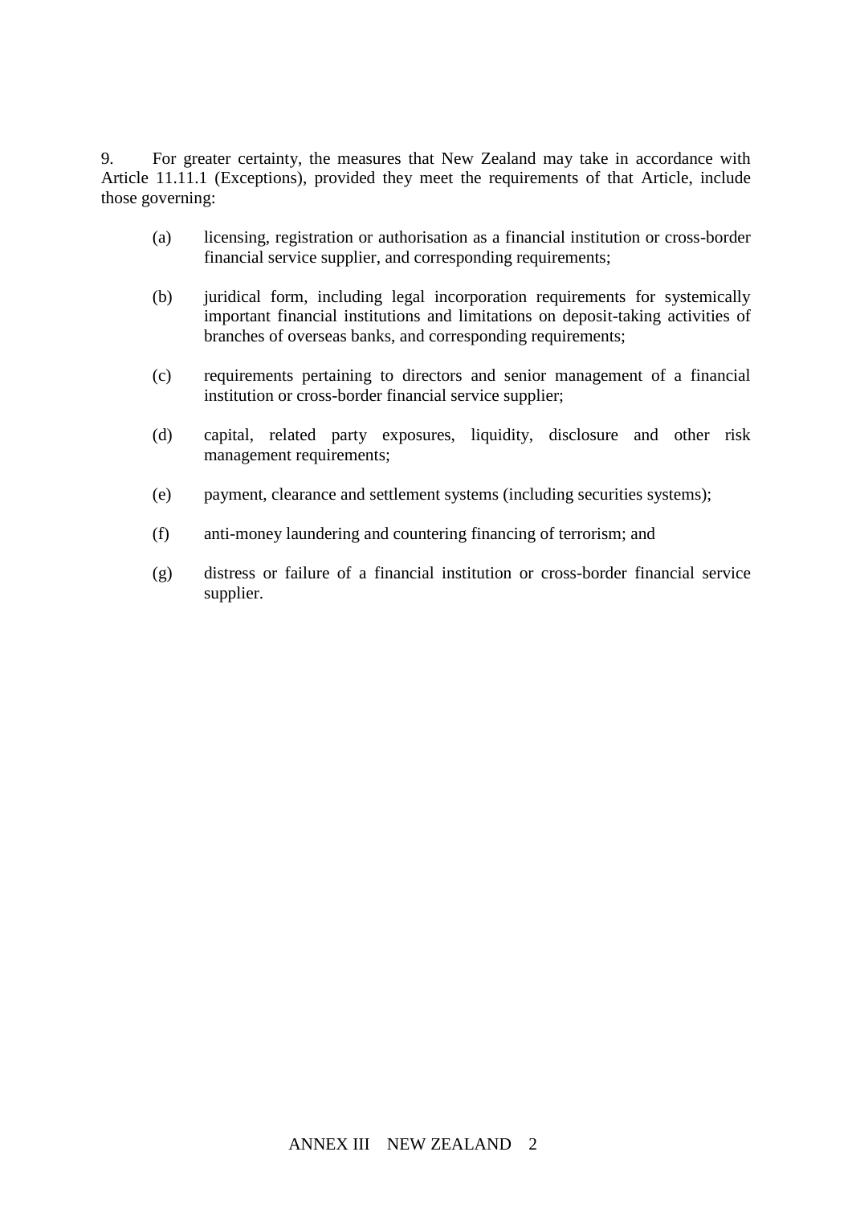9. For greater certainty, the measures that New Zealand may take in accordance with Article 11.11.1 (Exceptions), provided they meet the requirements of that Article, include those governing:

(a) licensing, registration or authorisation as a financial institution or cross-border financial service supplier, and corresponding requirements;

(b) juridical form, including legal incorporation requirements for systemically important financial institutions and limitations on deposit-taking activities of branches of overseas banks, and corresponding requirements;

(c) requirements pertaining to directors and senior management of a financial institution or cross-border financial service supplier;

(d) capital, related party exposures, liquidity, disclosure and other risk management requirements;

(e) payment, clearance and settlement systems (including securities systems);

(f) anti-money laundering and countering financing of terrorism; and

(g) distress or failure of a financial institution or cross-border financial service supplier.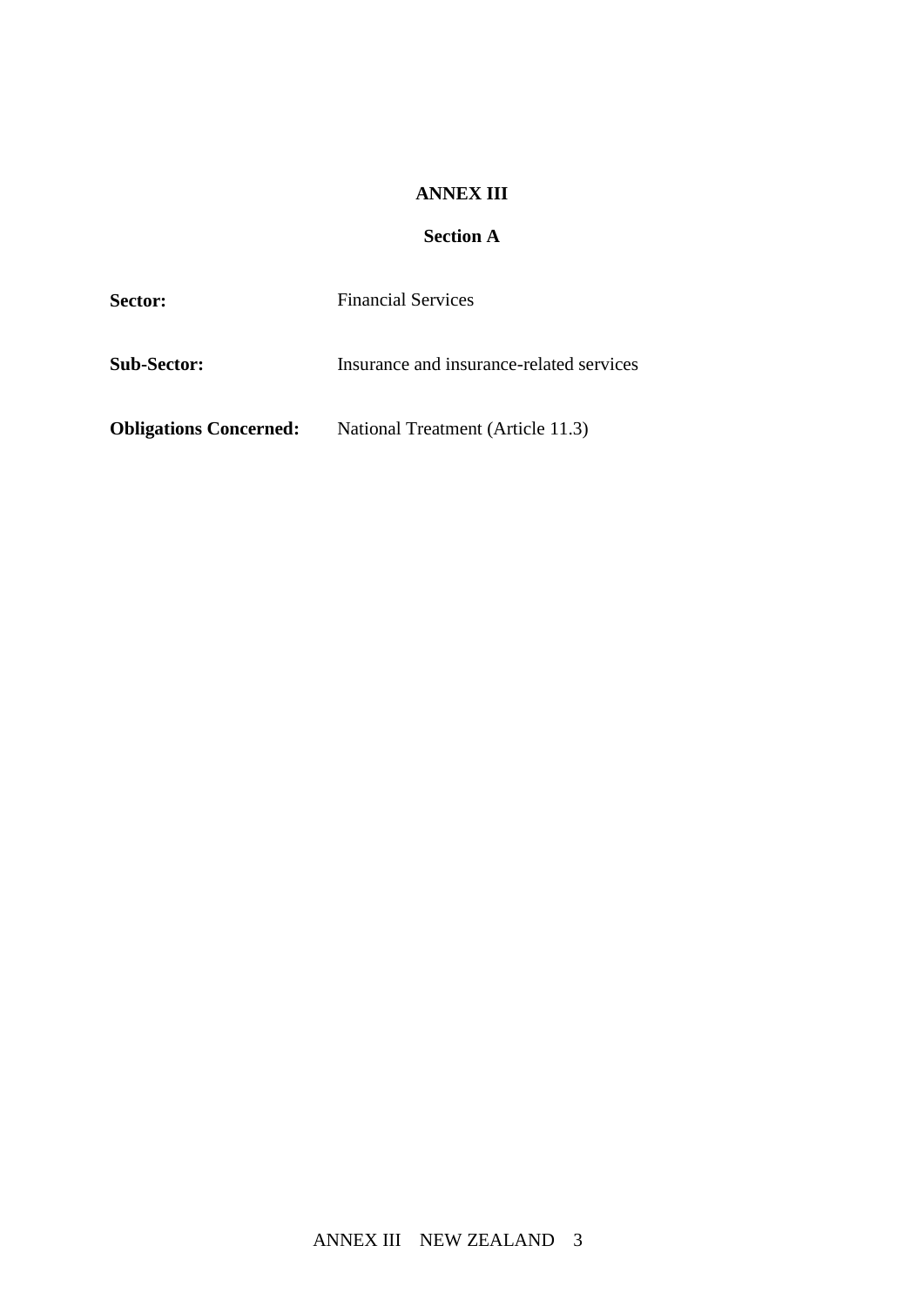# ANNEX III

## Section A

**Sector:** Financial Services

**Sub-Sector:** Insurance and insurance-related services

**Obligations Concerned:** National Treatment (Article 11.3)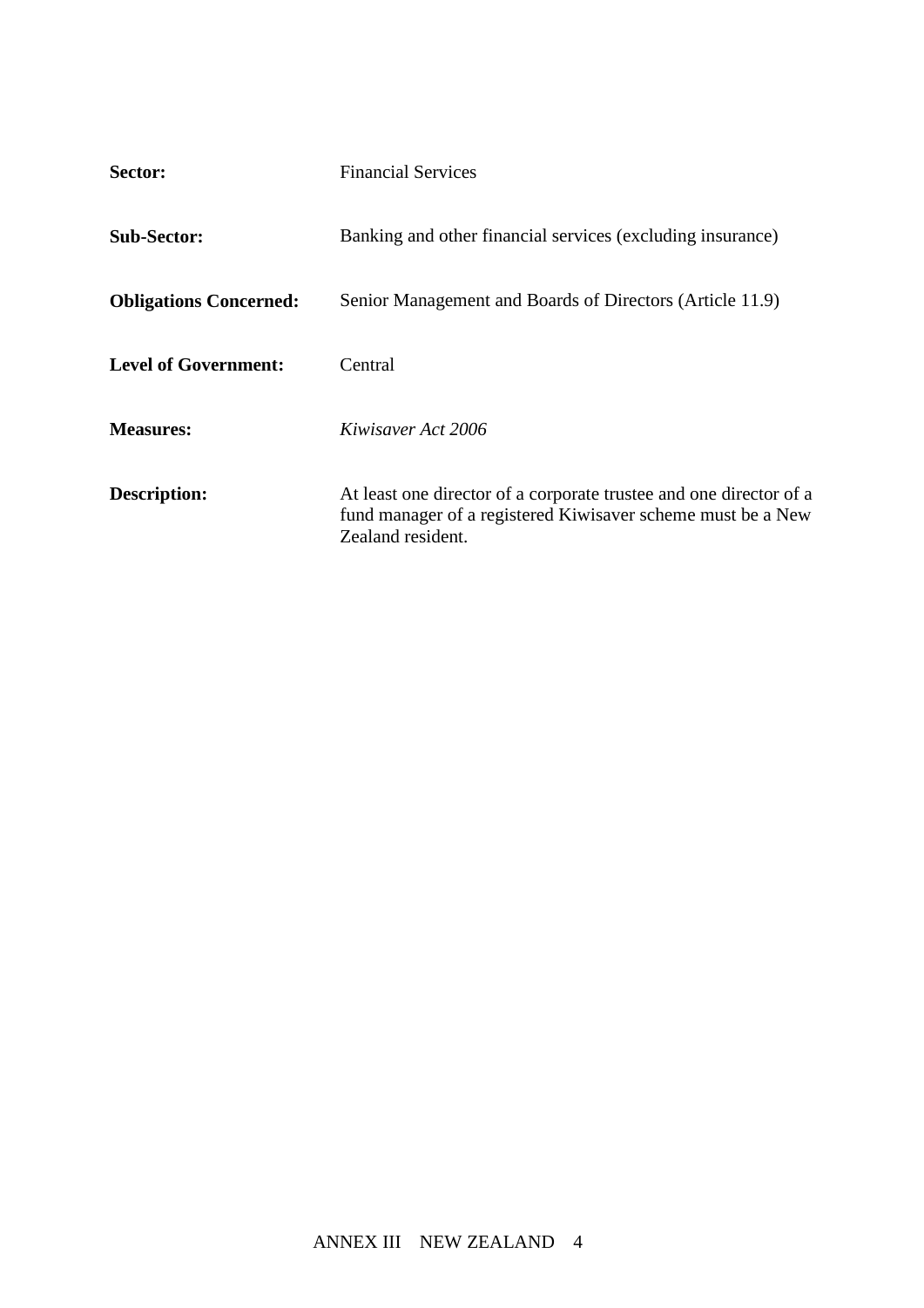**Sector:** Financial Services

**Sub-Sector:** Banking and other financial services (excluding insurance)

**Obligations Concerned:** Senior Management and Boards of Directors (Article 11.9)

**Level of Government:** Central

**Measures:** *Kiwisaver Act 2006*

**Description:** At least one director of a corporate trustee and one director of a fund manager of a registered Kiwisaver scheme must be a New Zealand resident.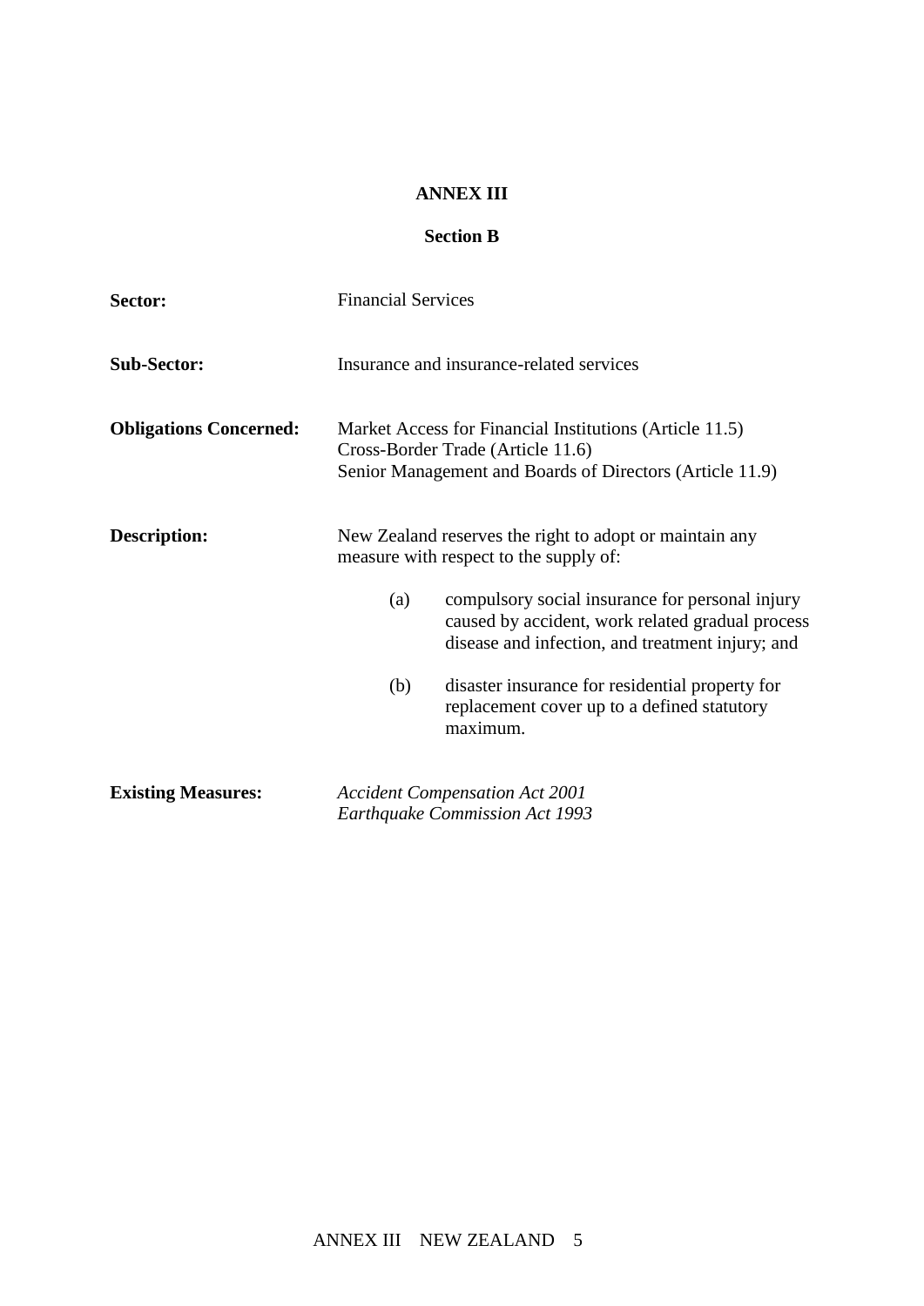# ANNEX III

## Section B

**Sector:** Financial Services

**Sub-Sector:** Insurance and insurance-related services

**Obligations Concerned:** Market Access for Financial Institutions (Article 11.5)
Cross-Border Trade (Article 11.6)
Senior Management and Boards of Directors (Article 11.9)

**Description:** New Zealand reserves the right to adopt or maintain any measure with respect to the supply of:

(a) compulsory social insurance for personal injury caused by accident, work related gradual process disease and infection, and treatment injury; and

(b) disaster insurance for residential property for replacement cover up to a defined statutory maximum.

**Existing Measures:** *Accident Compensation Act 2001*
*Earthquake Commission Act 1993*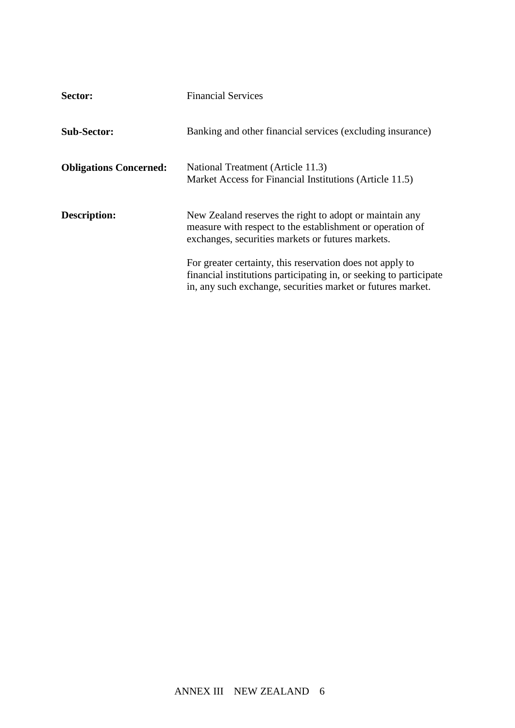| | |
|---|---|
| **Sector:** | Financial Services |
| **Sub-Sector:** | Banking and other financial services (excluding insurance) |
| **Obligations Concerned:** | National Treatment (Article 11.3)<br>Market Access for Financial Institutions (Article 11.5) |
| **Description:** | New Zealand reserves the right to adopt or maintain any measure with respect to the establishment or operation of exchanges, securities markets or futures markets.<br><br>For greater certainty, this reservation does not apply to financial institutions participating in, or seeking to participate in, any such exchange, securities market or futures market. |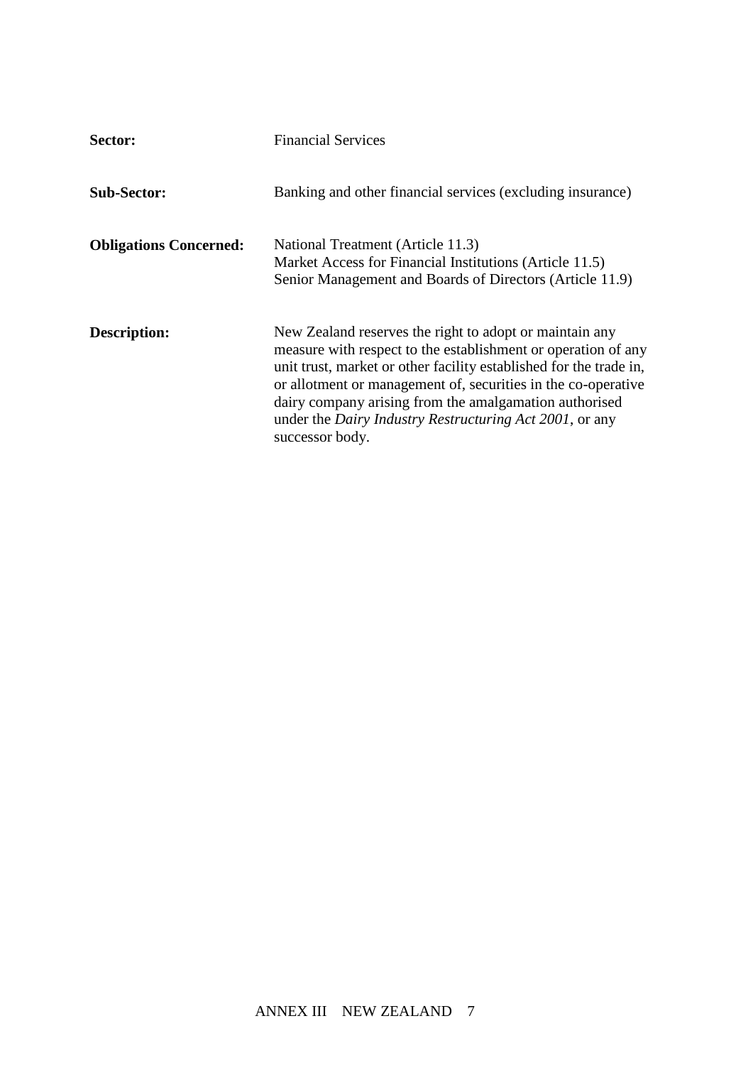| | |
|---|---|
| **Sector:** | Financial Services |
| **Sub-Sector:** | Banking and other financial services (excluding insurance) |
| **Obligations Concerned:** | National Treatment (Article 11.3)<br>Market Access for Financial Institutions (Article 11.5)<br>Senior Management and Boards of Directors (Article 11.9) |
| **Description:** | New Zealand reserves the right to adopt or maintain any measure with respect to the establishment or operation of any unit trust, market or other facility established for the trade in, or allotment or management of, securities in the co-operative dairy company arising from the amalgamation authorised under the *Dairy Industry Restructuring Act 2001*, or any successor body. |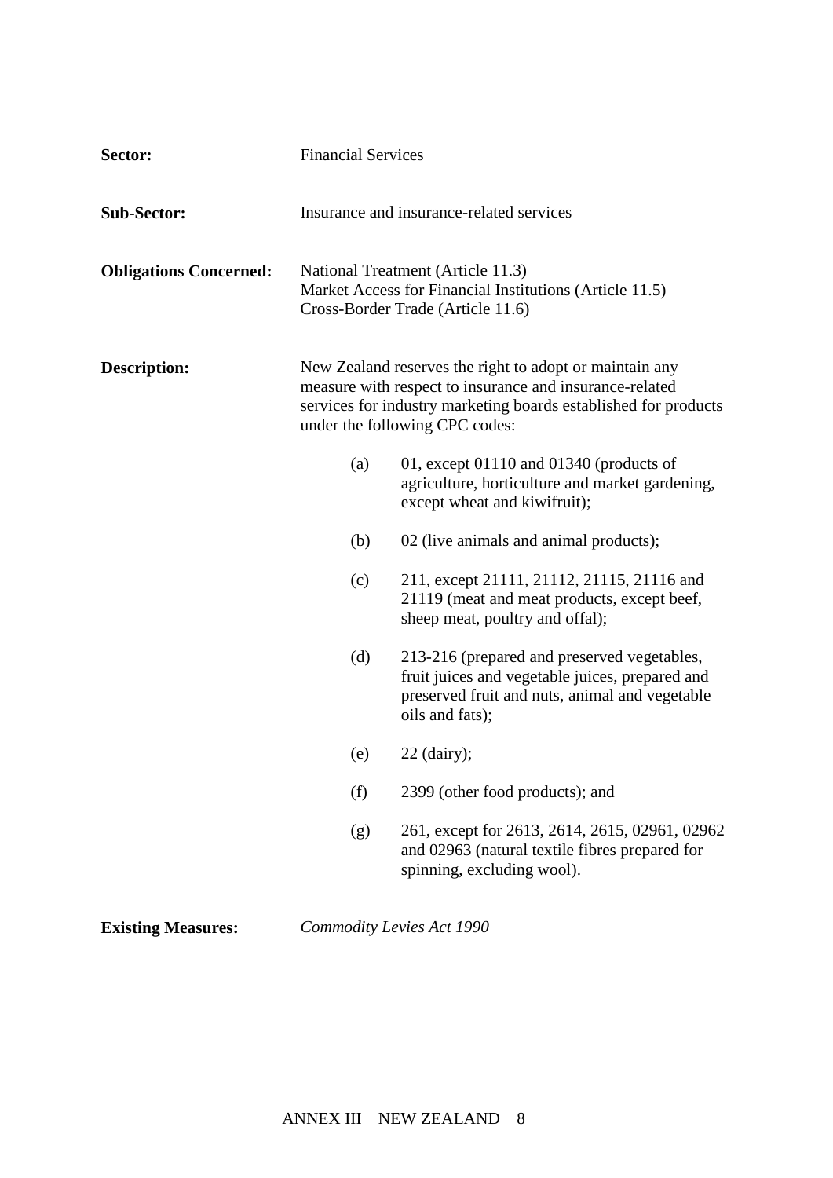**Sector:** Financial Services

**Sub-Sector:** Insurance and insurance-related services

**Obligations Concerned:** National Treatment (Article 11.3)
Market Access for Financial Institutions (Article 11.5)
Cross-Border Trade (Article 11.6)

**Description:** New Zealand reserves the right to adopt or maintain any measure with respect to insurance and insurance-related services for industry marketing boards established for products under the following CPC codes:

(a) 01, except 01110 and 01340 (products of agriculture, horticulture and market gardening, except wheat and kiwifruit);

(b) 02 (live animals and animal products);

(c) 211, except 21111, 21112, 21115, 21116 and 21119 (meat and meat products, except beef, sheep meat, poultry and offal);

(d) 213-216 (prepared and preserved vegetables, fruit juices and vegetable juices, prepared and preserved fruit and nuts, animal and vegetable oils and fats);

(e) 22 (dairy);

(f) 2399 (other food products); and

(g) 261, except for 2613, 2614, 2615, 02961, 02962 and 02963 (natural textile fibres prepared for spinning, excluding wool).

**Existing Measures:** *Commodity Levies Act 1990*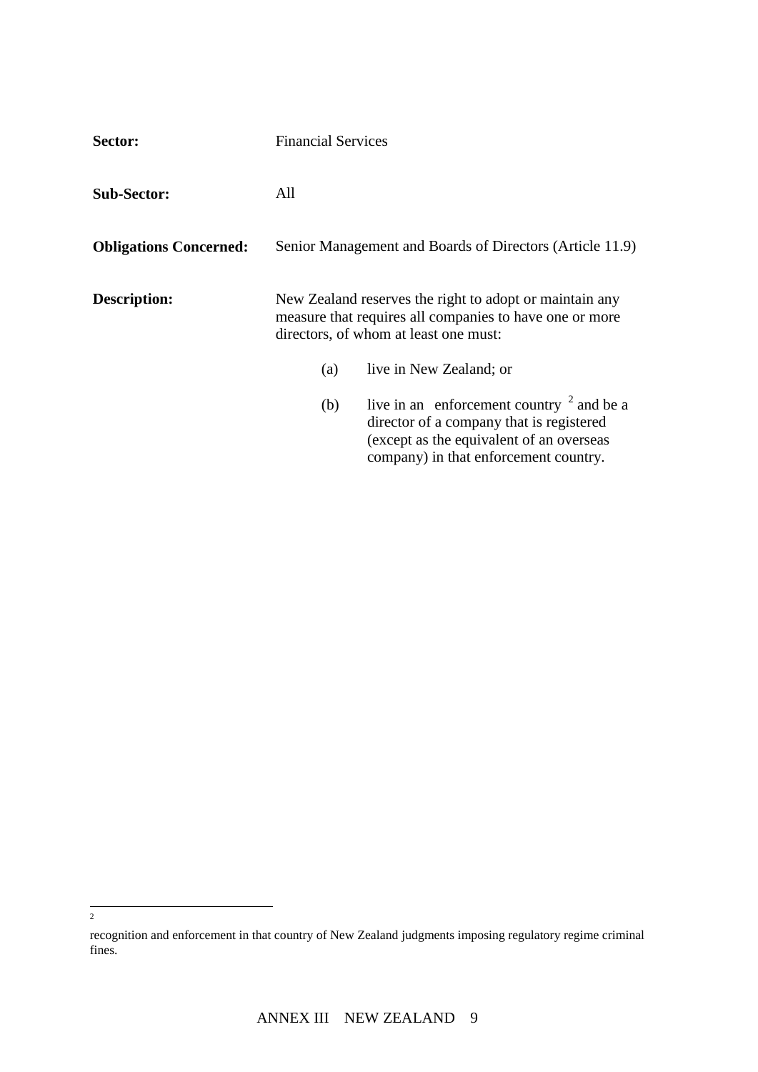**Sector:** Financial Services

**Sub-Sector:** All

**Obligations Concerned:** Senior Management and Boards of Directors (Article 11.9)

**Description:** New Zealand reserves the right to adopt or maintain any measure that requires all companies to have one or more directors, of whom at least one must:

(a) live in New Zealand; or

(b) live in an enforcement country [2] and be a director of a company that is registered (except as the equivalent of an overseas company) in that enforcement country.

---

[2] recognition and enforcement in that country of New Zealand judgments imposing regulatory regime criminal fines.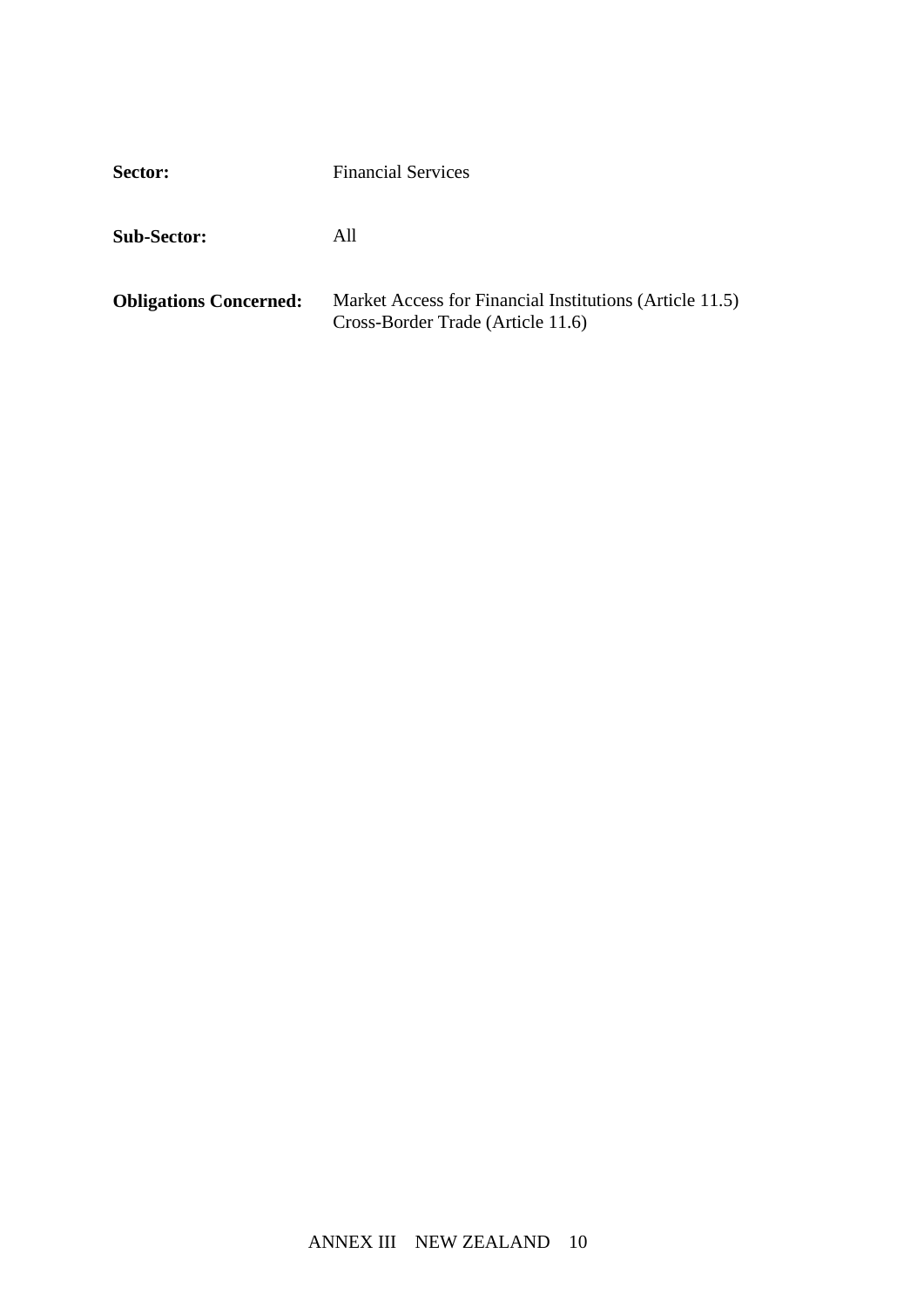**Sector:** Financial Services

**Sub-Sector:** All

**Obligations Concerned:** Market Access for Financial Institutions (Article 11.5)
Cross-Border Trade (Article 11.6)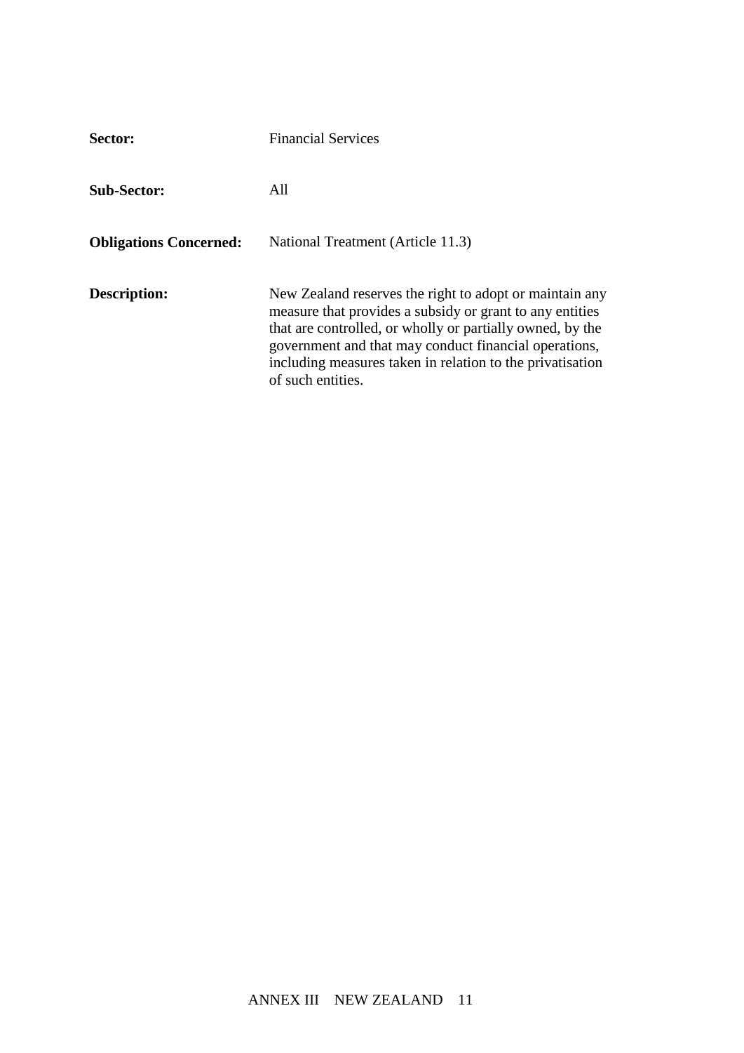| | |
|---|---|
| **Sector:** | Financial Services |
| **Sub-Sector:** | All |
| **Obligations Concerned:** | National Treatment (Article 11.3) |
| **Description:** | New Zealand reserves the right to adopt or maintain any measure that provides a subsidy or grant to any entities that are controlled, or wholly or partially owned, by the government and that may conduct financial operations, including measures taken in relation to the privatisation of such entities. |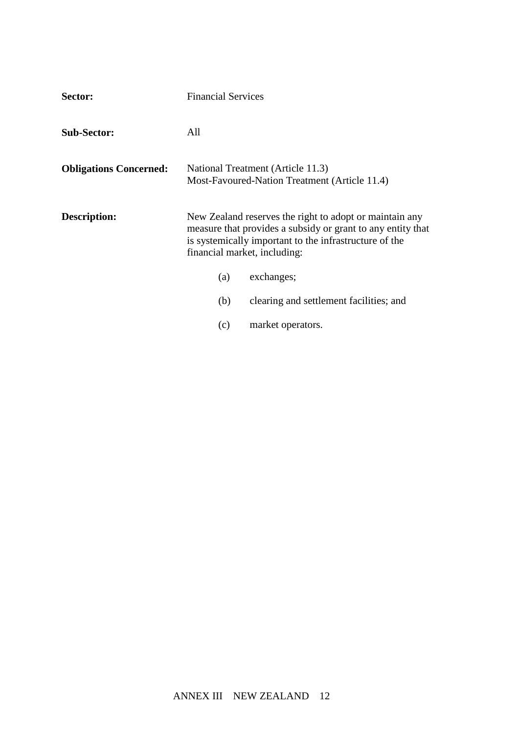**Sector:** Financial Services

**Sub-Sector:** All

**Obligations Concerned:** National Treatment (Article 11.3)
Most-Favoured-Nation Treatment (Article 11.4)

**Description:** New Zealand reserves the right to adopt or maintain any measure that provides a subsidy or grant to any entity that is systemically important to the infrastructure of the financial market, including:

(a) exchanges;

(b) clearing and settlement facilities; and

(c) market operators.